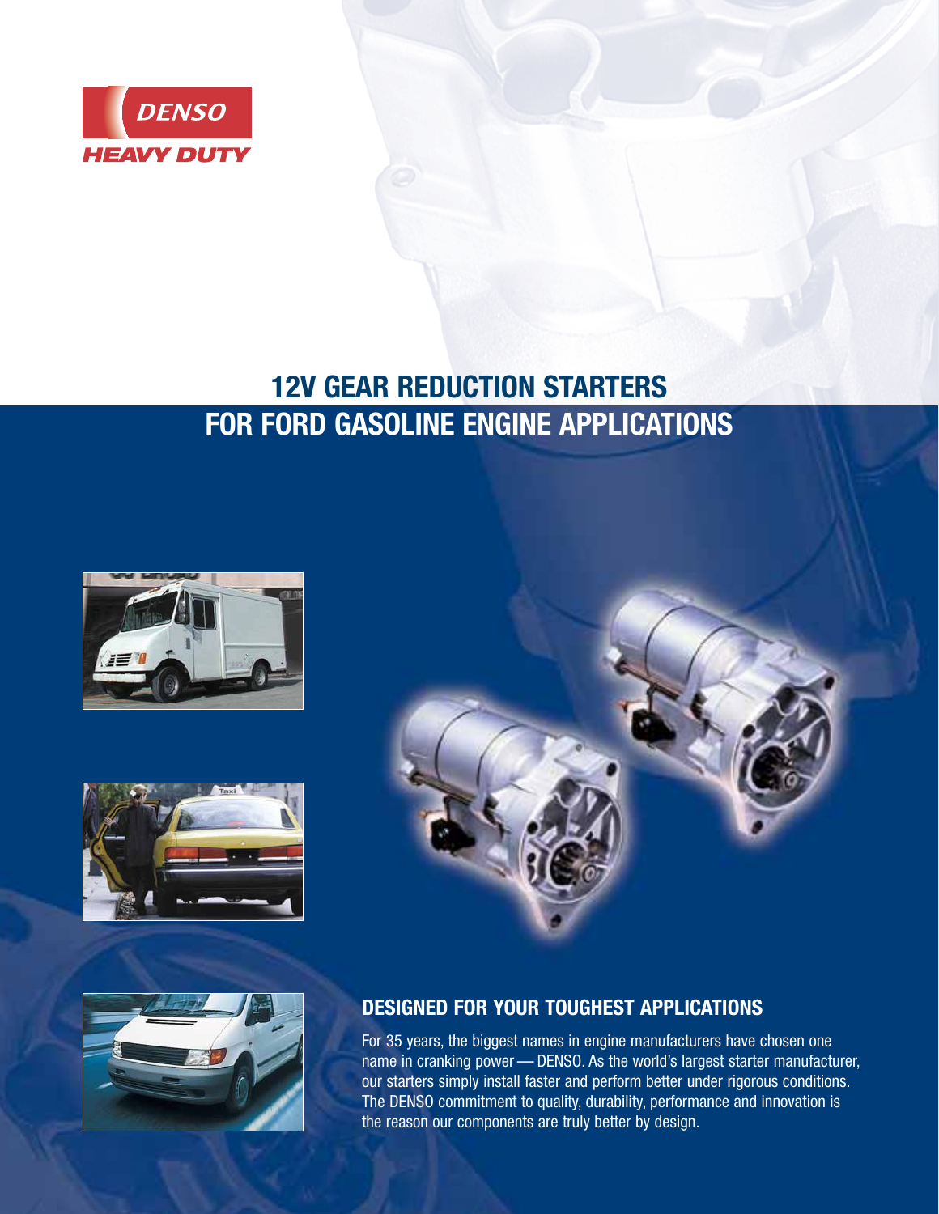DENSO

HEAVY DUTY

# 12V GEAR REDUCTION STARTERS FOR FORD GASOLINE ENGINE APPLICATIONS

## DESIGNED FOR YOUR TOUGHEST APPLICATIONS

For 35 years, the biggest names in engine manufacturers have chosen one name in cranking power — DENSO. As the world's largest starter manufacturer, our starters simply install faster and perform better under rigorous conditions. The DENSO commitment to quality, durability, performance and innovation is the reason our components are truly better by design.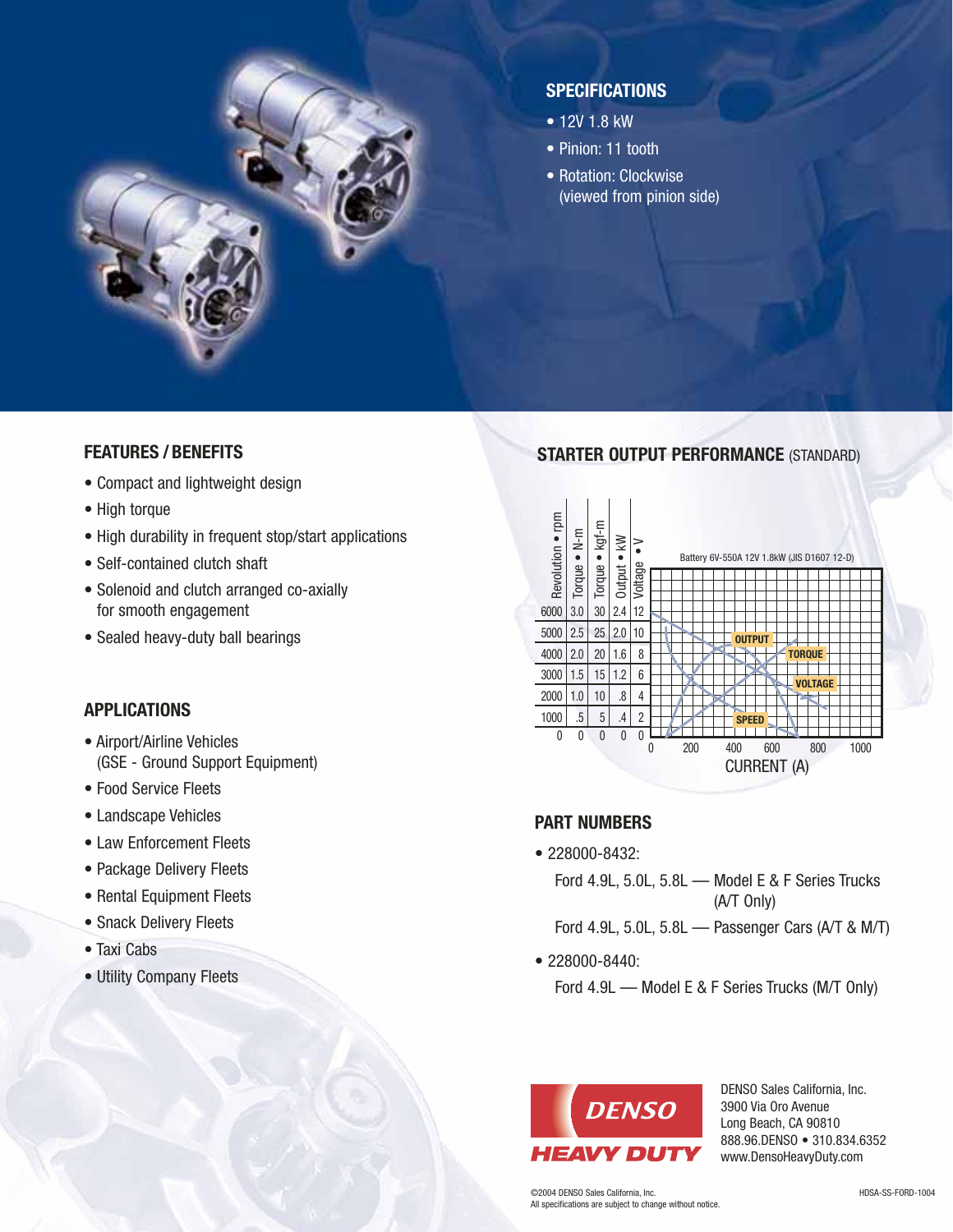## SPECIFICATIONS

- 12V 1.8 kW
- Pinion: 11 tooth
- Rotation: Clockwise (viewed from pinion side)

## FEATURES / BENEFITS

- Compact and lightweight design
- High torque
- High durability in frequent stop/start applications
- Self-contained clutch shaft
- Solenoid and clutch arranged co-axially for smooth engagement
- Sealed heavy-duty ball bearings

## APPLICATIONS

- Airport/Airline Vehicles (GSE - Ground Support Equipment)
- Food Service Fleets
- Landscape Vehicles
- Law Enforcement Fleets
- Package Delivery Fleets
- Rental Equipment Fleets
- Snack Delivery Fleets
- Taxi Cabs
- Utility Company Fleets

## STARTER OUTPUT PERFORMANCE (STANDARD)

Battery 6V-550A 12V 1.8kW (JIS D1607 12-D)

Revolution • rpm: 6000, 5000, 4000, 3000, 2000, 1000, 0

Torque • N-m: 3.0, 2.5, 2.0, 1.5, 1.0, .5, 0

Torque • kgf-m: 30, 25, 20, 15, 10, 5, 0

Output • kW: 2.4, 2.0, 1.6, 1.2, .8, .4, 0

Voltage • V: 12, 10, 8, 6, 4, 2, 0

OUTPUT

TORQUE

VOLTAGE

SPEED

0 200 400 600 800 1000

CURRENT (A)

## PART NUMBERS

- 228000-8432:

  Ford 4.9L, 5.0L, 5.8L — Model E & F Series Trucks (A/T Only)

  Ford 4.9L, 5.0L, 5.8L — Passenger Cars (A/T & M/T)

- 228000-8440:

  Ford 4.9L — Model E & F Series Trucks (M/T Only)

DENSO HEAVY DUTY

DENSO Sales California, Inc.
3900 Via Oro Avenue
Long Beach, CA 90810
888.96.DENSO • 310.834.6352
www.DensoHeavyDuty.com

©2004 DENSO Sales California, Inc.
All specifications are subject to change without notice.

HDSA-SS-FORD-1004